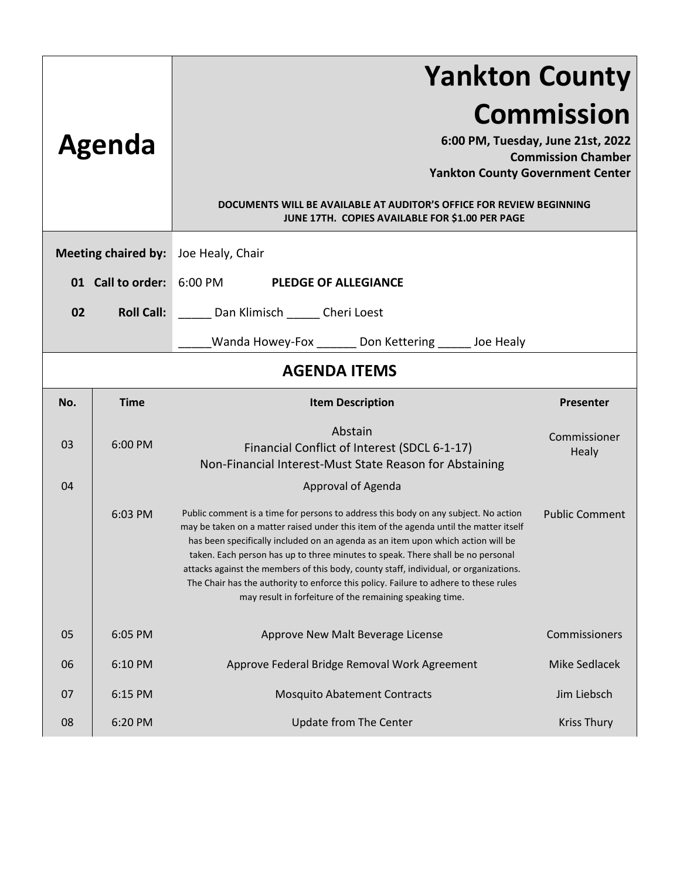# Agenda

# Yankton County Commission

**6:00 PM, Tuesday, June 21st, 2022**
**Commission Chamber**
**Yankton County Government Center**

**DOCUMENTS WILL BE AVAILABLE AT AUDITOR'S OFFICE FOR REVIEW BEGINNING JUNE 17TH. COPIES AVAILABLE FOR $1.00 PER PAGE**

**Meeting chaired by:** Joe Healy, Chair

**01 Call to order:** 6:00 PM **PLEDGE OF ALLEGIANCE**

**02 Roll Call:** _____ Dan Klimisch _____ Cheri Loest

_____Wanda Howey-Fox ______ Don Kettering _____ Joe Healy

## AGENDA ITEMS

| No. | Time | Item Description | Presenter |
|---|---|---|---|
| 03 | 6:00 PM | Abstain<br>Financial Conflict of Interest (SDCL 6-1-17)<br>Non-Financial Interest-Must State Reason for Abstaining | Commissioner Healy |
| 04 | | Approval of Agenda | |
| | 6:03 PM | Public comment is a time for persons to address this body on any subject. No action may be taken on a matter raised under this item of the agenda until the matter itself has been specifically included on an agenda as an item upon which action will be taken. Each person has up to three minutes to speak. There shall be no personal attacks against the members of this body, county staff, individual, or organizations. The Chair has the authority to enforce this policy. Failure to adhere to these rules may result in forfeiture of the remaining speaking time. | Public Comment |
| 05 | 6:05 PM | Approve New Malt Beverage License | Commissioners |
| 06 | 6:10 PM | Approve Federal Bridge Removal Work Agreement | Mike Sedlacek |
| 07 | 6:15 PM | Mosquito Abatement Contracts | Jim Liebsch |
| 08 | 6:20 PM | Update from The Center | Kriss Thury |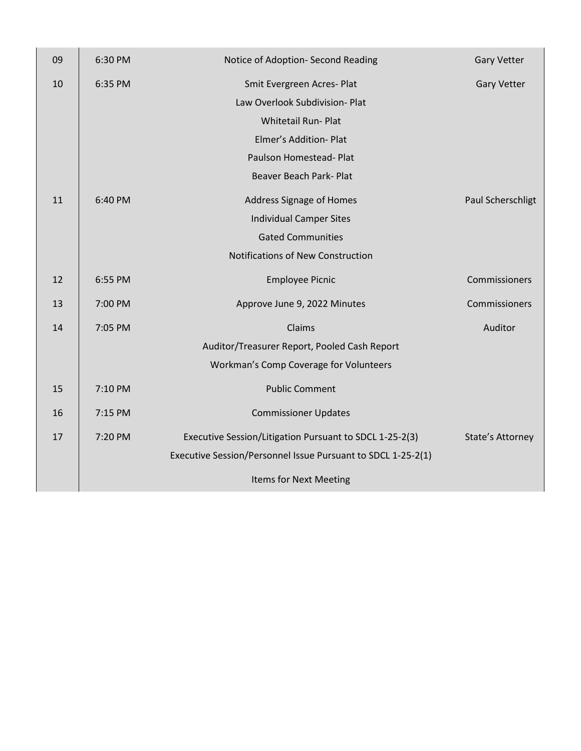| | | | |
|---|---|---|---|
| 09 | 6:30 PM | Notice of Adoption- Second Reading | Gary Vetter |
| 10 | 6:35 PM | Smit Evergreen Acres- Plat<br>Law Overlook Subdivision- Plat<br>Whitetail Run- Plat<br>Elmer's Addition- Plat<br>Paulson Homestead- Plat<br>Beaver Beach Park- Plat | Gary Vetter |
| 11 | 6:40 PM | Address Signage of Homes<br>Individual Camper Sites<br>Gated Communities<br>Notifications of New Construction | Paul Scherschligt |
| 12 | 6:55 PM | Employee Picnic | Commissioners |
| 13 | 7:00 PM | Approve June 9, 2022 Minutes | Commissioners |
| 14 | 7:05 PM | Claims<br>Auditor/Treasurer Report, Pooled Cash Report<br>Workman's Comp Coverage for Volunteers | Auditor |
| 15 | 7:10 PM | Public Comment | |
| 16 | 7:15 PM | Commissioner Updates | |
| 17 | 7:20 PM | Executive Session/Litigation Pursuant to SDCL 1-25-2(3)<br>Executive Session/Personnel Issue Pursuant to SDCL 1-25-2(1) | State's Attorney |
| | | Items for Next Meeting | |